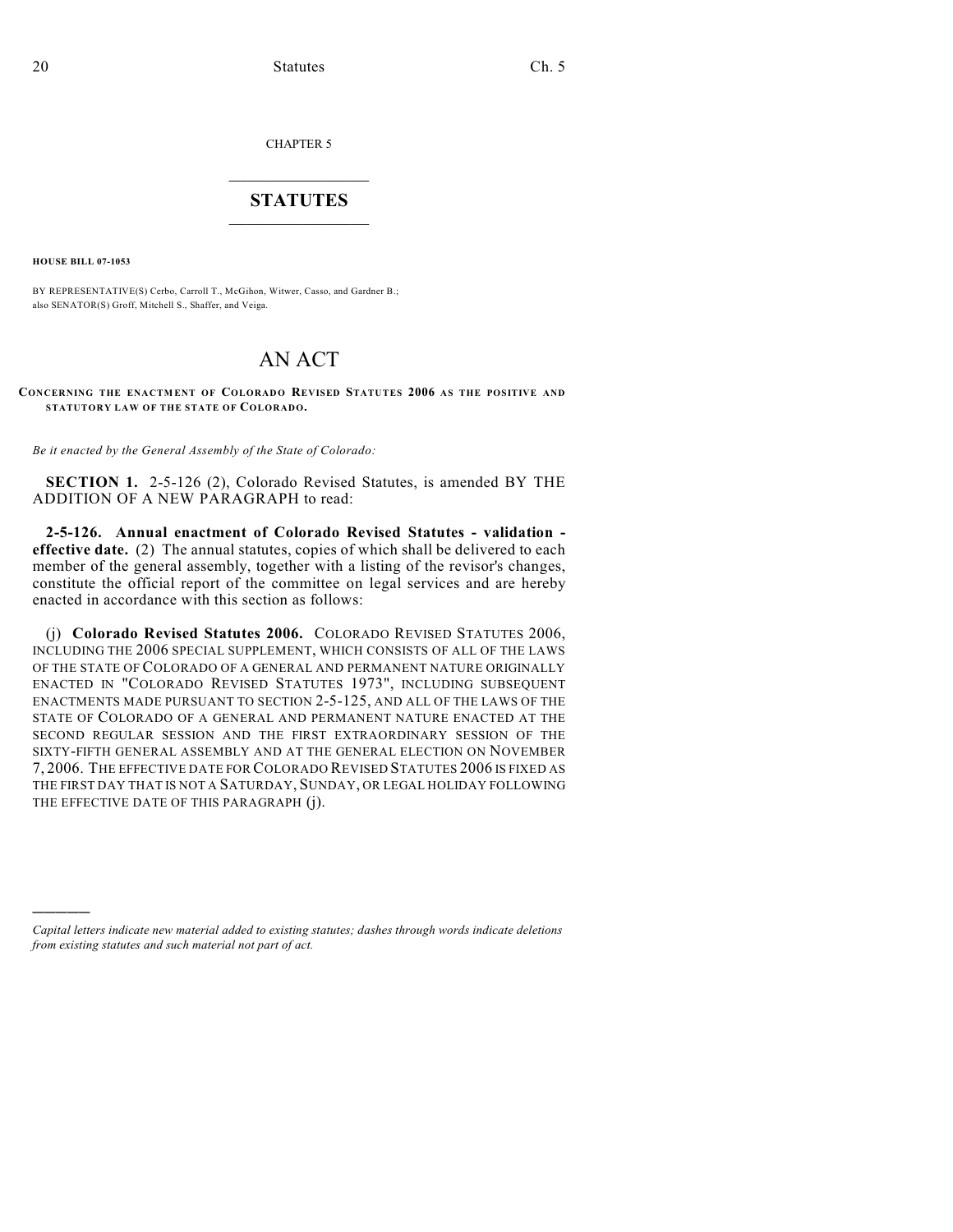CHAPTER 5

# STATUTES

**HOUSE BILL 07-1053**

BY REPRESENTATIVE(S) Cerbo, Carroll T., McGihon, Witwer, Casso, and Gardner B.; also SENATOR(S) Groff, Mitchell S., Shaffer, and Veiga.

# AN ACT

**CONCERNING THE ENACTMENT OF COLORADO REVISED STATUTES 2006 AS THE POSITIVE AND STATUTORY LAW OF THE STATE OF COLORADO.**

*Be it enacted by the General Assembly of the State of Colorado:*

**SECTION 1.** 2-5-126 (2), Colorado Revised Statutes, is amended BY THE ADDITION OF A NEW PARAGRAPH to read:

**2-5-126. Annual enactment of Colorado Revised Statutes - validation - effective date.** (2) The annual statutes, copies of which shall be delivered to each member of the general assembly, together with a listing of the revisor's changes, constitute the official report of the committee on legal services and are hereby enacted in accordance with this section as follows:

(j) **Colorado Revised Statutes 2006.** COLORADO REVISED STATUTES 2006, INCLUDING THE 2006 SPECIAL SUPPLEMENT, WHICH CONSISTS OF ALL OF THE LAWS OF THE STATE OF COLORADO OF A GENERAL AND PERMANENT NATURE ORIGINALLY ENACTED IN "COLORADO REVISED STATUTES 1973", INCLUDING SUBSEQUENT ENACTMENTS MADE PURSUANT TO SECTION 2-5-125, AND ALL OF THE LAWS OF THE STATE OF COLORADO OF A GENERAL AND PERMANENT NATURE ENACTED AT THE SECOND REGULAR SESSION AND THE FIRST EXTRAORDINARY SESSION OF THE SIXTY-FIFTH GENERAL ASSEMBLY AND AT THE GENERAL ELECTION ON NOVEMBER 7, 2006. THE EFFECTIVE DATE FOR COLORADO REVISED STATUTES 2006 IS FIXED AS THE FIRST DAY THAT IS NOT A SATURDAY, SUNDAY, OR LEGAL HOLIDAY FOLLOWING THE EFFECTIVE DATE OF THIS PARAGRAPH (j).

---

*Capital letters indicate new material added to existing statutes; dashes through words indicate deletions from existing statutes and such material not part of act.*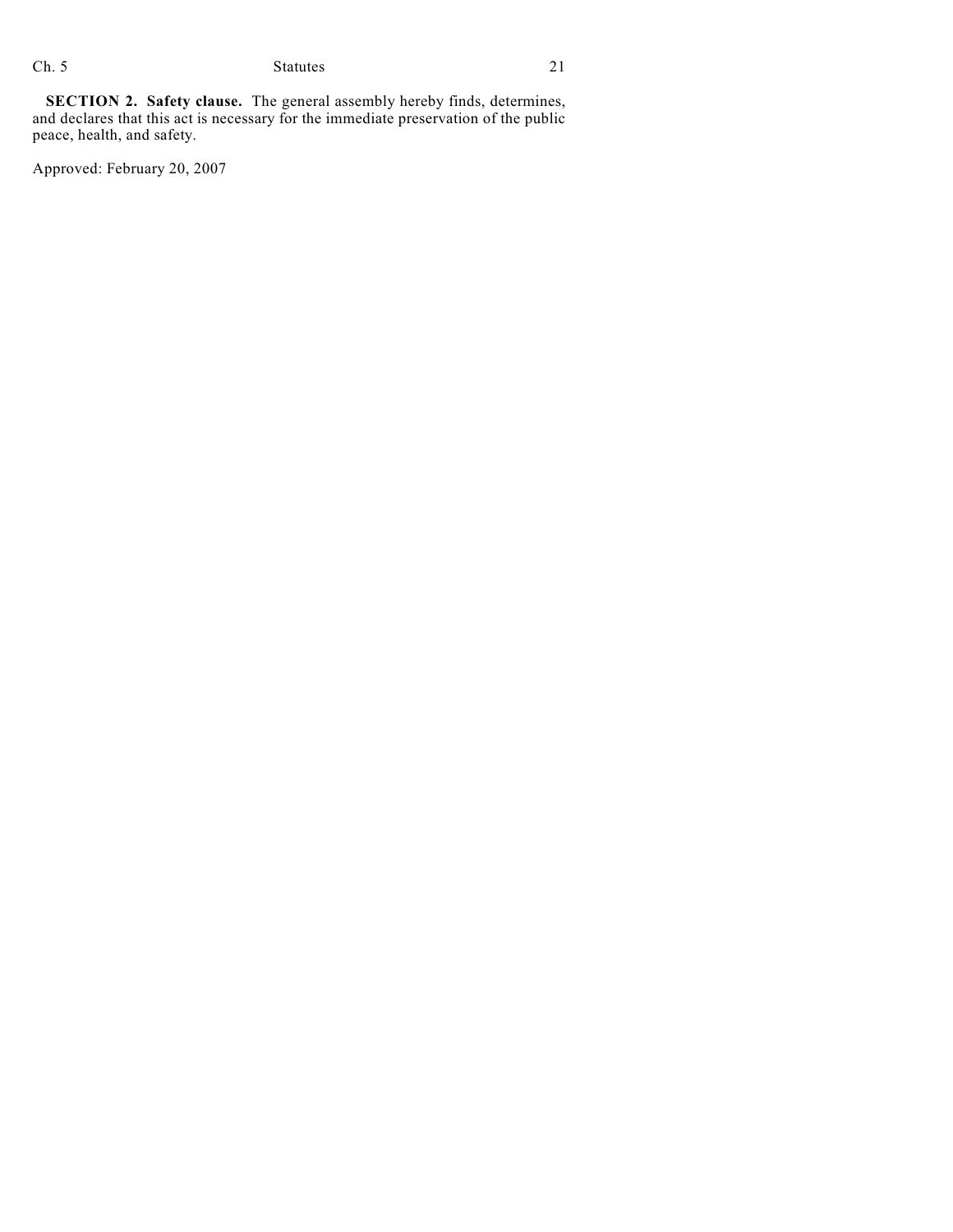**SECTION 2. Safety clause.** The general assembly hereby finds, determines, and declares that this act is necessary for the immediate preservation of the public peace, health, and safety.

Approved: February 20, 2007